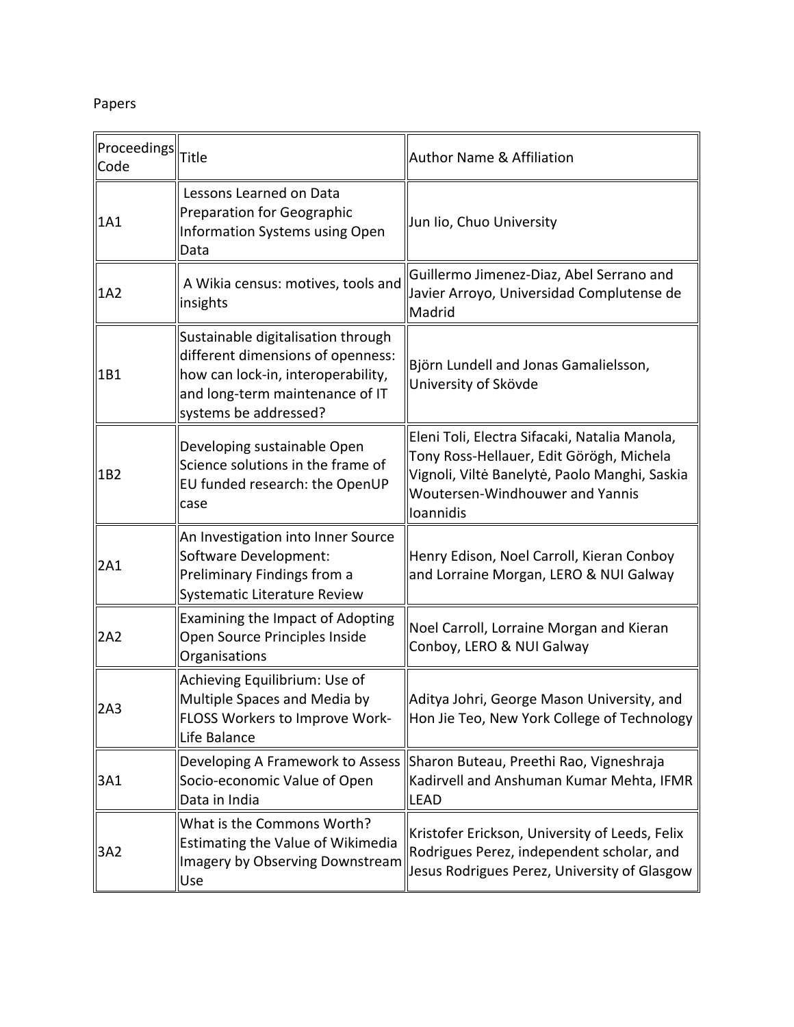Papers

| Proceedings Code | Title | Author Name & Affiliation |
|---|---|---|
| 1A1 | Lessons Learned on Data Preparation for Geographic Information Systems using Open Data | Jun Iio, Chuo University |
| 1A2 | A Wikia census: motives, tools and insights | Guillermo Jimenez-Diaz, Abel Serrano and Javier Arroyo, Universidad Complutense de Madrid |
| 1B1 | Sustainable digitalisation through different dimensions of openness: how can lock-in, interoperability, and long-term maintenance of IT systems be addressed? | Björn Lundell and Jonas Gamalielsson, University of Skövde |
| 1B2 | Developing sustainable Open Science solutions in the frame of EU funded research: the OpenUP case | Eleni Toli, Electra Sifacaki, Natalia Manola, Tony Ross-Hellauer, Edit Görögh, Michela Vignoli, Viltė Banelytė, Paolo Manghi, Saskia Woutersen-Windhouwer and Yannis Ioannidis |
| 2A1 | An Investigation into Inner Source Software Development: Preliminary Findings from a Systematic Literature Review | Henry Edison, Noel Carroll, Kieran Conboy and Lorraine Morgan, LERO & NUI Galway |
| 2A2 | Examining the Impact of Adopting Open Source Principles Inside Organisations | Noel Carroll, Lorraine Morgan and Kieran Conboy, LERO & NUI Galway |
| 2A3 | Achieving Equilibrium: Use of Multiple Spaces and Media by FLOSS Workers to Improve Work-Life Balance | Aditya Johri, George Mason University, and Hon Jie Teo, New York College of Technology |
| 3A1 | Developing A Framework to Assess Socio-economic Value of Open Data in India | Sharon Buteau, Preethi Rao, Vigneshraja Kadirvell and Anshuman Kumar Mehta, IFMR LEAD |
| 3A2 | What is the Commons Worth? Estimating the Value of Wikimedia Imagery by Observing Downstream Use | Kristofer Erickson, University of Leeds, Felix Rodrigues Perez, independent scholar, and Jesus Rodrigues Perez, University of Glasgow |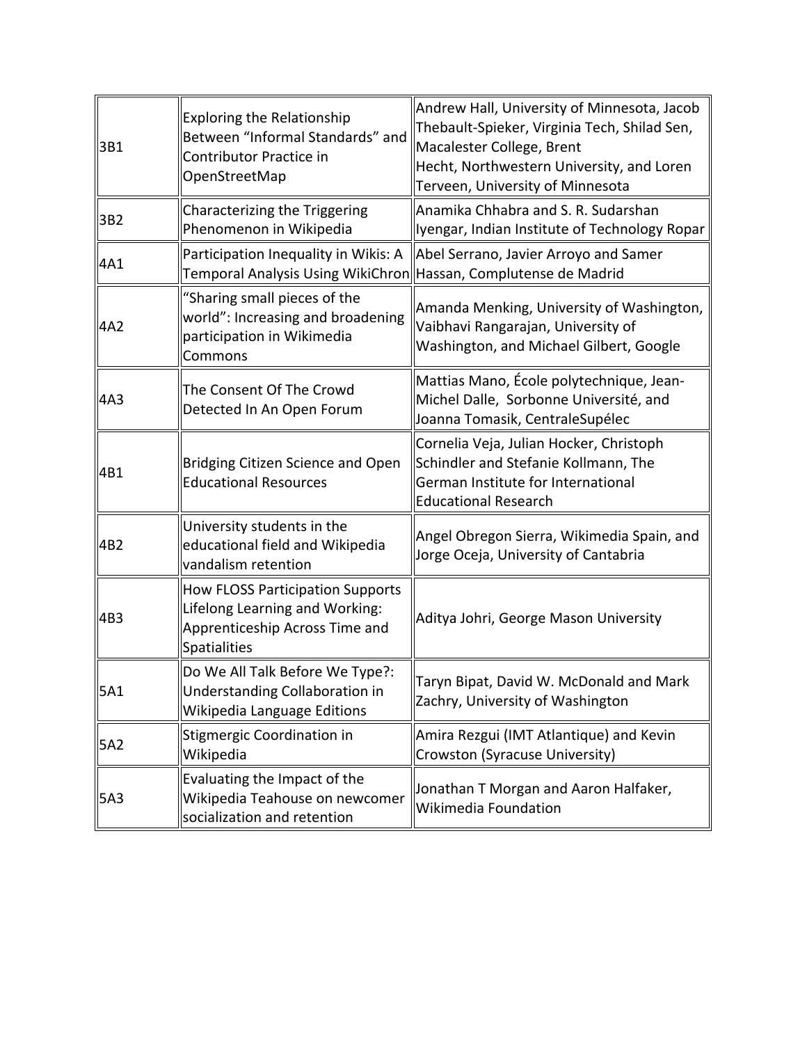| | | |
|---|---|---|
| 3B1 | Exploring the Relationship Between “Informal Standards” and Contributor Practice in OpenStreetMap | Andrew Hall, University of Minnesota, Jacob Thebault-Spieker, Virginia Tech, Shilad Sen, Macalester College, Brent Hecht, Northwestern University, and Loren Terveen, University of Minnesota |
| 3B2 | Characterizing the Triggering Phenomenon in Wikipedia | Anamika Chhabra and S. R. Sudarshan Iyengar, Indian Institute of Technology Ropar |
| 4A1 | Participation Inequality in Wikis: A Temporal Analysis Using WikiChron | Abel Serrano, Javier Arroyo and Samer Hassan, Complutense de Madrid |
| 4A2 | “Sharing small pieces of the world”: Increasing and broadening participation in Wikimedia Commons | Amanda Menking, University of Washington, Vaibhavi Rangarajan, University of Washington, and Michael Gilbert, Google |
| 4A3 | The Consent Of The Crowd Detected In An Open Forum | Mattias Mano, École polytechnique, Jean-Michel Dalle, Sorbonne Université, and Joanna Tomasik, CentraleSupélec |
| 4B1 | Bridging Citizen Science and Open Educational Resources | Cornelia Veja, Julian Hocker, Christoph Schindler and Stefanie Kollmann, The German Institute for International Educational Research |
| 4B2 | University students in the educational field and Wikipedia vandalism retention | Angel Obregon Sierra, Wikimedia Spain, and Jorge Oceja, University of Cantabria |
| 4B3 | How FLOSS Participation Supports Lifelong Learning and Working: Apprenticeship Across Time and Spatialities | Aditya Johri, George Mason University |
| 5A1 | Do We All Talk Before We Type?: Understanding Collaboration in Wikipedia Language Editions | Taryn Bipat, David W. McDonald and Mark Zachry, University of Washington |
| 5A2 | Stigmergic Coordination in Wikipedia | Amira Rezgui (IMT Atlantique) and Kevin Crowston (Syracuse University) |
| 5A3 | Evaluating the Impact of the Wikipedia Teahouse on newcomer socialization and retention | Jonathan T Morgan and Aaron Halfaker, Wikimedia Foundation |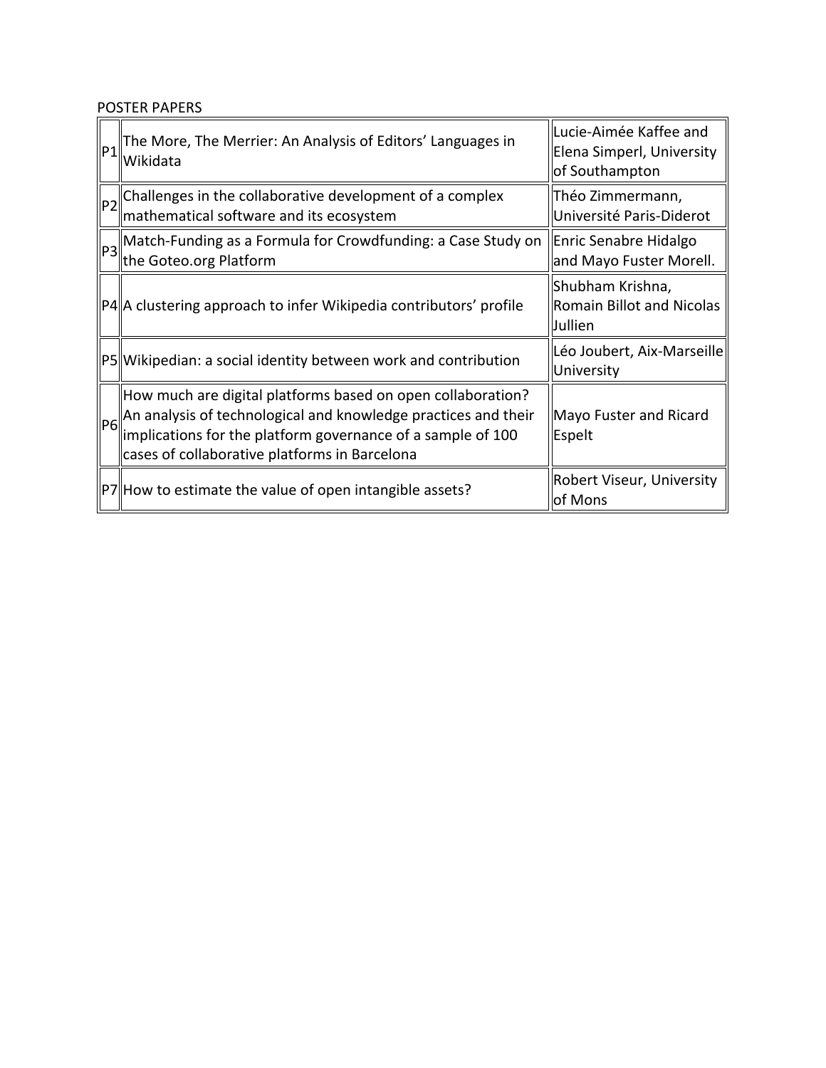POSTER PAPERS

| | | |
|---|---|---|
| P1 | The More, The Merrier: An Analysis of Editors' Languages in Wikidata | Lucie-Aimée Kaffee and Elena Simperl, University of Southampton |
| P2 | Challenges in the collaborative development of a complex mathematical software and its ecosystem | Théo Zimmermann, Université Paris-Diderot |
| P3 | Match-Funding as a Formula for Crowdfunding: a Case Study on the Goteo.org Platform | Enric Senabre Hidalgo and Mayo Fuster Morell. |
| P4 | A clustering approach to infer Wikipedia contributors' profile | Shubham Krishna, Romain Billot and Nicolas Jullien |
| P5 | Wikipedian: a social identity between work and contribution | Léo Joubert, Aix-Marseille University |
| P6 | How much are digital platforms based on open collaboration? An analysis of technological and knowledge practices and their implications for the platform governance of a sample of 100 cases of collaborative platforms in Barcelona | Mayo Fuster and Ricard Espelt |
| P7 | How to estimate the value of open intangible assets? | Robert Viseur, University of Mons |